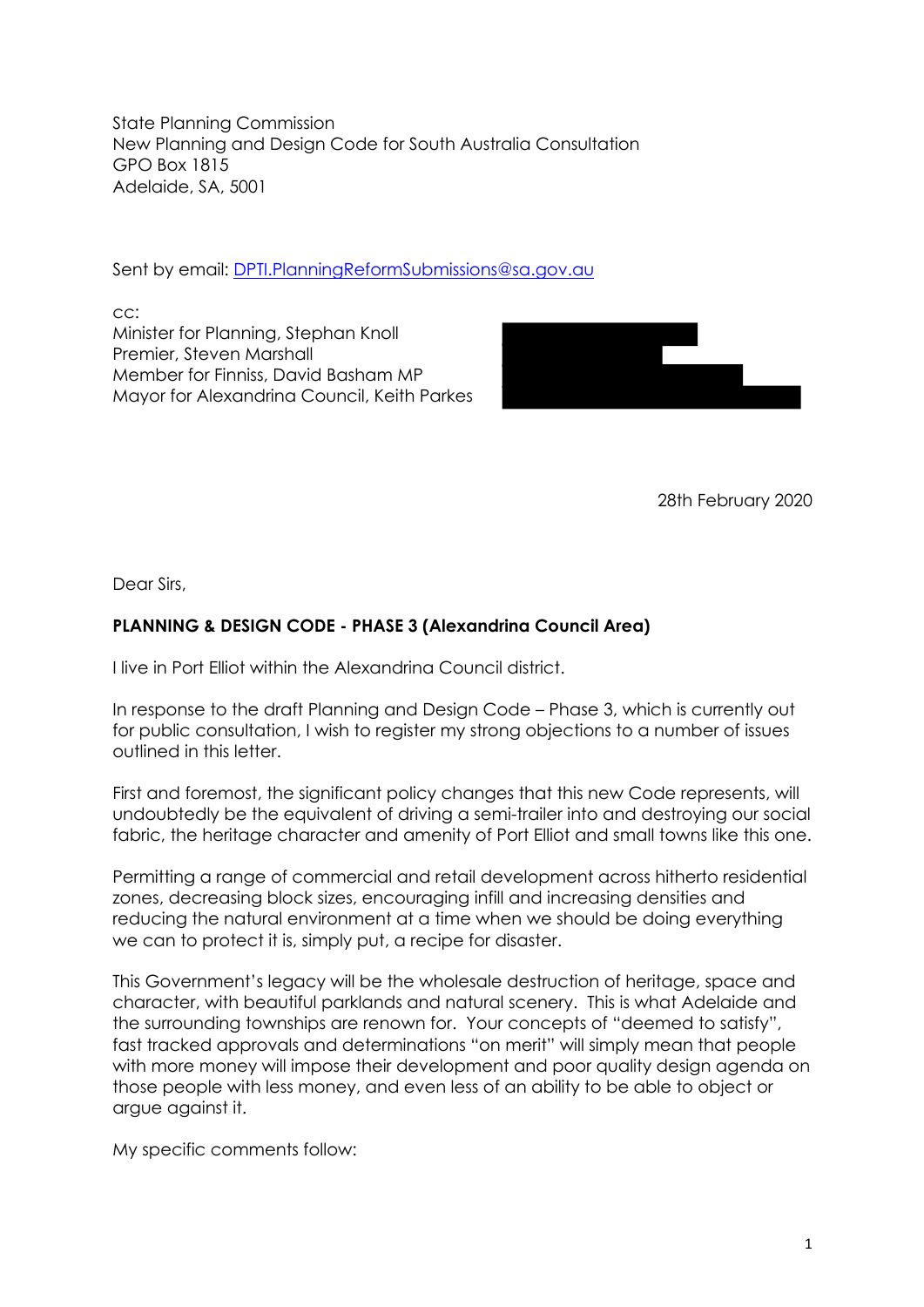State Planning Commission
New Planning and Design Code for South Australia Consultation
GPO Box 1815
Adelaide, SA, 5001

Sent by email: [DPTI.PlanningReformSubmissions@sa.gov.au](mailto:DPTI.PlanningReformSubmissions@sa.gov.au)

cc:
Minister for Planning, Stephan Knoll
Premier, Steven Marshall
Member for Finniss, David Basham MP
Mayor for Alexandrina Council, Keith Parkes

28th February 2020

Dear Sirs,

**PLANNING & DESIGN CODE - PHASE 3 (Alexandrina Council Area)**

I live in Port Elliot within the Alexandrina Council district.

In response to the draft Planning and Design Code – Phase 3, which is currently out for public consultation, I wish to register my strong objections to a number of issues outlined in this letter.

First and foremost, the significant policy changes that this new Code represents, will undoubtedly be the equivalent of driving a semi-trailer into and destroying our social fabric, the heritage character and amenity of Port Elliot and small towns like this one.

Permitting a range of commercial and retail development across hitherto residential zones, decreasing block sizes, encouraging infill and increasing densities and reducing the natural environment at a time when we should be doing everything we can to protect it is, simply put, a recipe for disaster.

This Government's legacy will be the wholesale destruction of heritage, space and character, with beautiful parklands and natural scenery. This is what Adelaide and the surrounding townships are renown for. Your concepts of "deemed to satisfy", fast tracked approvals and determinations "on merit" will simply mean that people with more money will impose their development and poor quality design agenda on those people with less money, and even less of an ability to be able to object or argue against it.

My specific comments follow: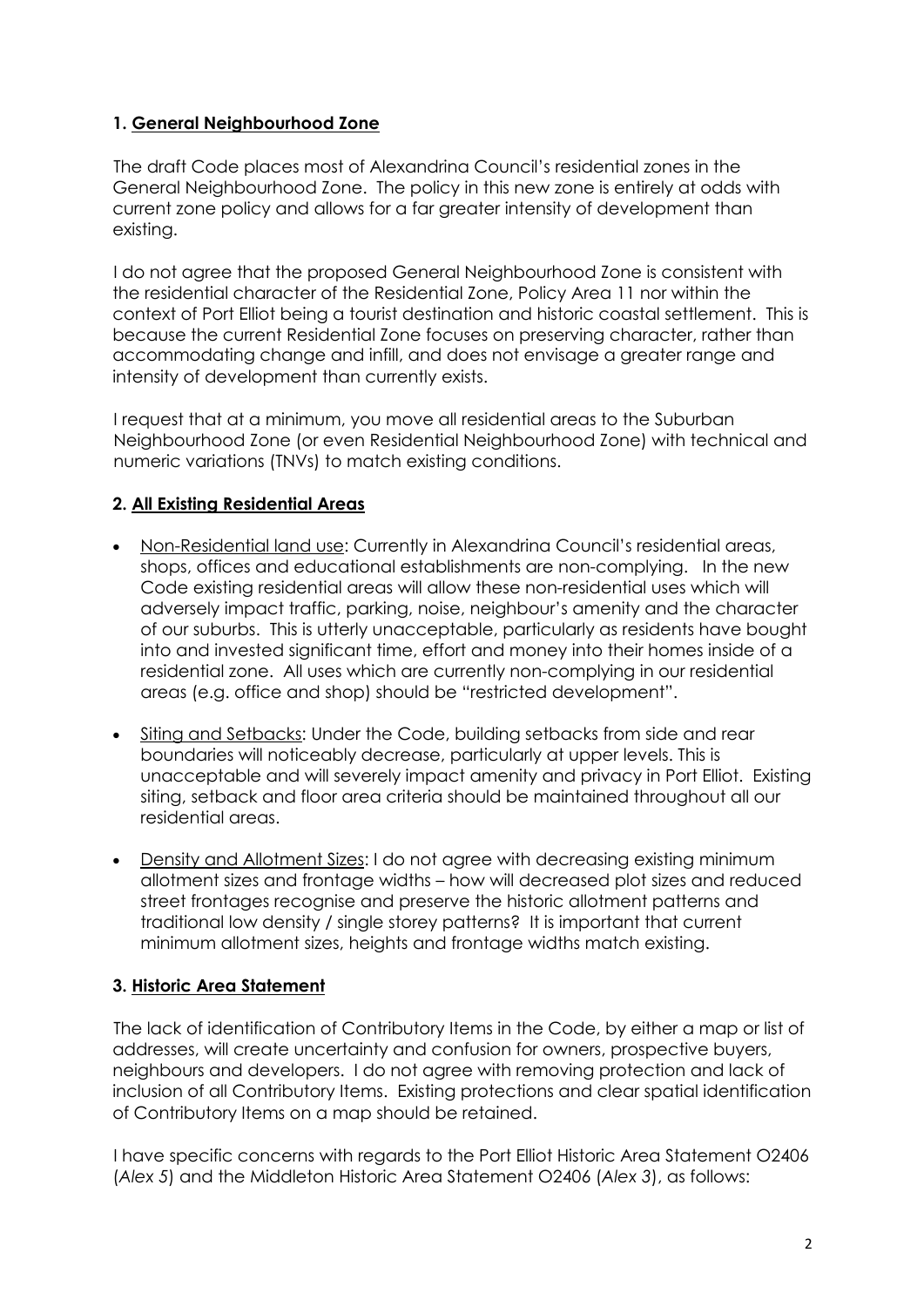### 1. **General Neighbourhood Zone**

The draft Code places most of Alexandrina Council's residential zones in the General Neighbourhood Zone. The policy in this new zone is entirely at odds with current zone policy and allows for a far greater intensity of development than existing.

I do not agree that the proposed General Neighbourhood Zone is consistent with the residential character of the Residential Zone, Policy Area 11 nor within the context of Port Elliot being a tourist destination and historic coastal settlement. This is because the current Residential Zone focuses on preserving character, rather than accommodating change and infill, and does not envisage a greater range and intensity of development than currently exists.

I request that at a minimum, you move all residential areas to the Suburban Neighbourhood Zone (or even Residential Neighbourhood Zone) with technical and numeric variations (TNVs) to match existing conditions.

### 2. **All Existing Residential Areas**

- Non-Residential land use: Currently in Alexandrina Council's residential areas, shops, offices and educational establishments are non-complying. In the new Code existing residential areas will allow these non-residential uses which will adversely impact traffic, parking, noise, neighbour's amenity and the character of our suburbs. This is utterly unacceptable, particularly as residents have bought into and invested significant time, effort and money into their homes inside of a residential zone. All uses which are currently non-complying in our residential areas (e.g. office and shop) should be "restricted development".
- Siting and Setbacks: Under the Code, building setbacks from side and rear boundaries will noticeably decrease, particularly at upper levels. This is unacceptable and will severely impact amenity and privacy in Port Elliot. Existing siting, setback and floor area criteria should be maintained throughout all our residential areas.
- Density and Allotment Sizes: I do not agree with decreasing existing minimum allotment sizes and frontage widths – how will decreased plot sizes and reduced street frontages recognise and preserve the historic allotment patterns and traditional low density / single storey patterns? It is important that current minimum allotment sizes, heights and frontage widths match existing.

### 3. **Historic Area Statement**

The lack of identification of Contributory Items in the Code, by either a map or list of addresses, will create uncertainty and confusion for owners, prospective buyers, neighbours and developers. I do not agree with removing protection and lack of inclusion of all Contributory Items. Existing protections and clear spatial identification of Contributory Items on a map should be retained.

I have specific concerns with regards to the Port Elliot Historic Area Statement O2406 (*Alex 5*) and the Middleton Historic Area Statement O2406 (*Alex 3*), as follows: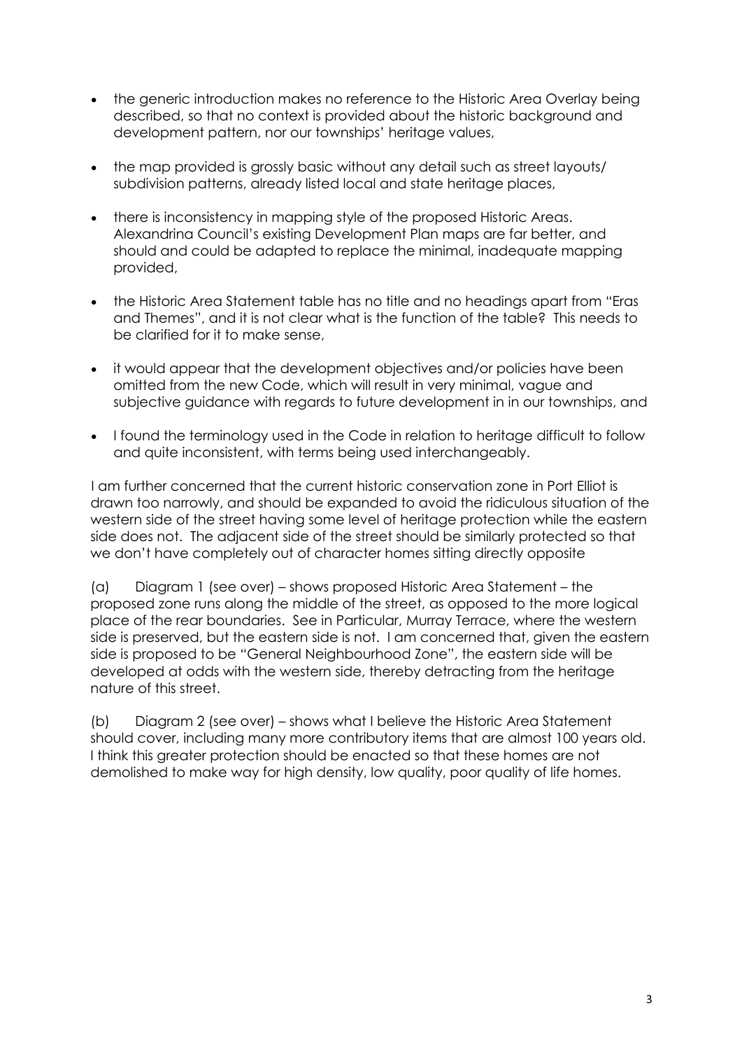- the generic introduction makes no reference to the Historic Area Overlay being described, so that no context is provided about the historic background and development pattern, nor our townships' heritage values,

- the map provided is grossly basic without any detail such as street layouts/ subdivision patterns, already listed local and state heritage places,

- there is inconsistency in mapping style of the proposed Historic Areas. Alexandrina Council's existing Development Plan maps are far better, and should and could be adapted to replace the minimal, inadequate mapping provided,

- the Historic Area Statement table has no title and no headings apart from "Eras and Themes", and it is not clear what is the function of the table? This needs to be clarified for it to make sense,

- it would appear that the development objectives and/or policies have been omitted from the new Code, which will result in very minimal, vague and subjective guidance with regards to future development in in our townships, and

- I found the terminology used in the Code in relation to heritage difficult to follow and quite inconsistent, with terms being used interchangeably.

I am further concerned that the current historic conservation zone in Port Elliot is drawn too narrowly, and should be expanded to avoid the ridiculous situation of the western side of the street having some level of heritage protection while the eastern side does not. The adjacent side of the street should be similarly protected so that we don't have completely out of character homes sitting directly opposite

(a) Diagram 1 (see over) – shows proposed Historic Area Statement – the proposed zone runs along the middle of the street, as opposed to the more logical place of the rear boundaries. See in Particular, Murray Terrace, where the western side is preserved, but the eastern side is not. I am concerned that, given the eastern side is proposed to be "General Neighbourhood Zone", the eastern side will be developed at odds with the western side, thereby detracting from the heritage nature of this street.

(b) Diagram 2 (see over) – shows what I believe the Historic Area Statement should cover, including many more contributory items that are almost 100 years old. I think this greater protection should be enacted so that these homes are not demolished to make way for high density, low quality, poor quality of life homes.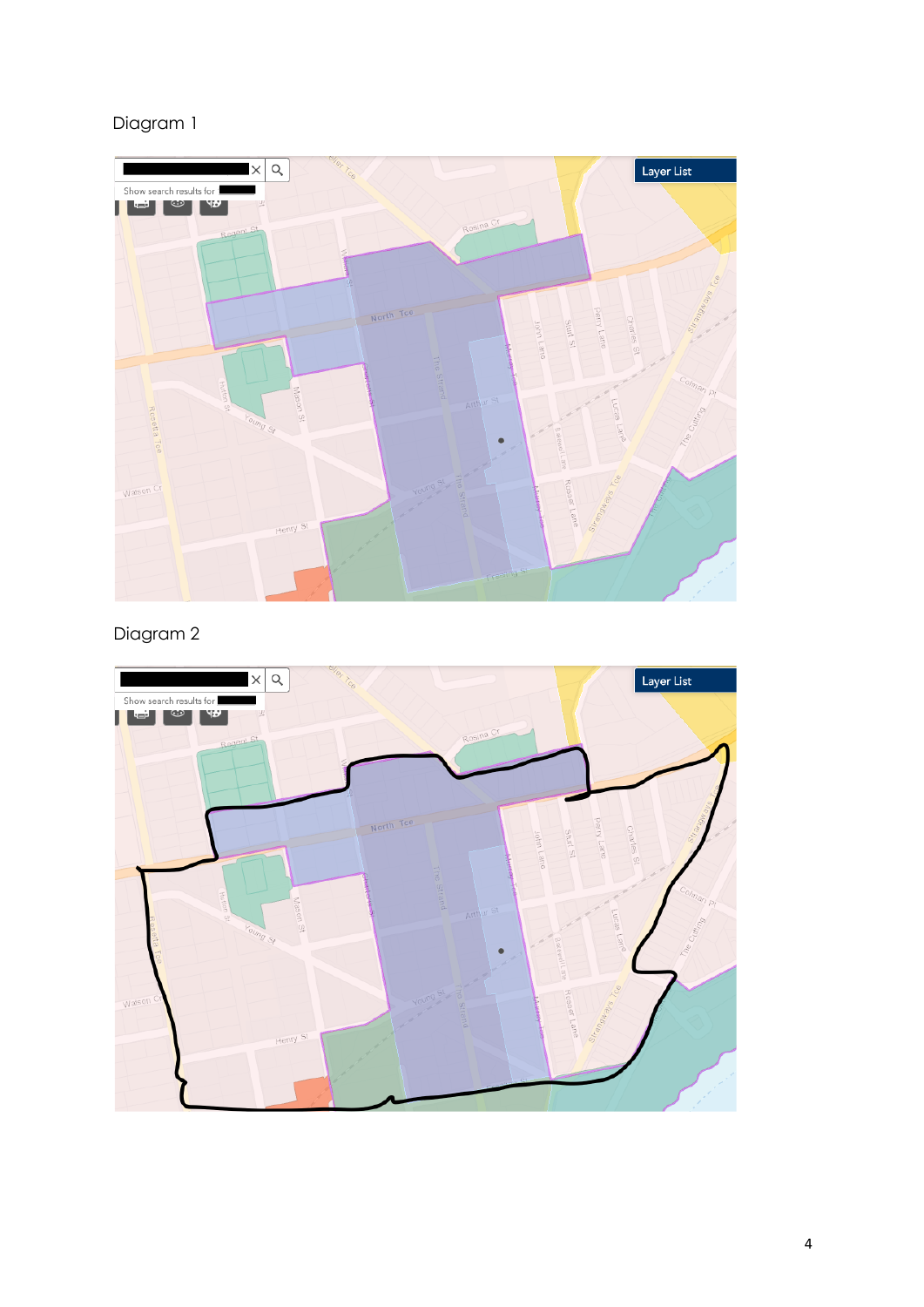Diagram 1

Diagram 2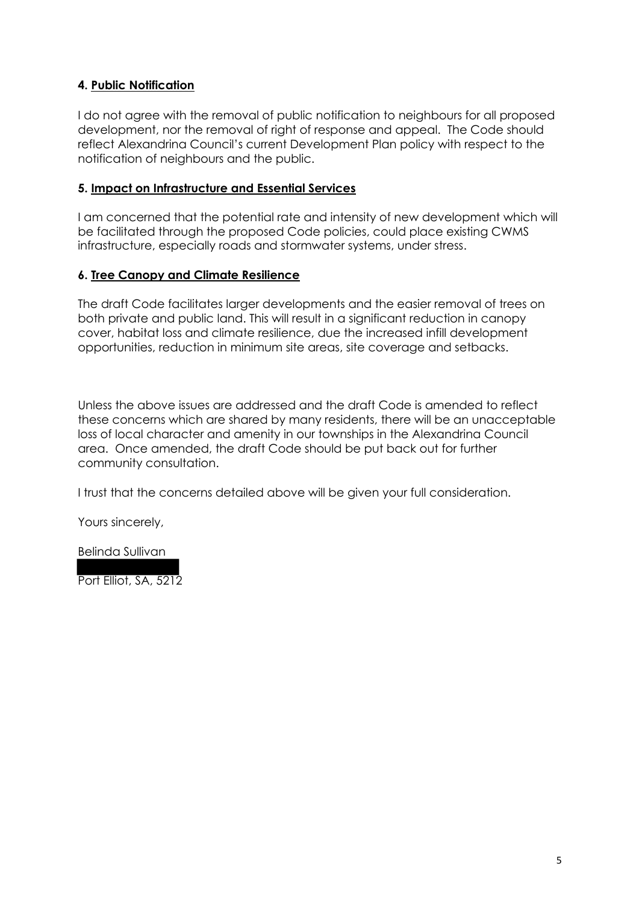### 4. Public Notification

I do not agree with the removal of public notification to neighbours for all proposed development, nor the removal of right of response and appeal. The Code should reflect Alexandrina Council's current Development Plan policy with respect to the notification of neighbours and the public.

### 5. Impact on Infrastructure and Essential Services

I am concerned that the potential rate and intensity of new development which will be facilitated through the proposed Code policies, could place existing CWMS infrastructure, especially roads and stormwater systems, under stress.

### 6. Tree Canopy and Climate Resilience

The draft Code facilitates larger developments and the easier removal of trees on both private and public land. This will result in a significant reduction in canopy cover, habitat loss and climate resilience, due the increased infill development opportunities, reduction in minimum site areas, site coverage and setbacks.

Unless the above issues are addressed and the draft Code is amended to reflect these concerns which are shared by many residents, there will be an unacceptable loss of local character and amenity in our townships in the Alexandrina Council area. Once amended, the draft Code should be put back out for further community consultation.

I trust that the concerns detailed above will be given your full consideration.

Yours sincerely,

Belinda Sullivan

Port Elliot, SA, 5212